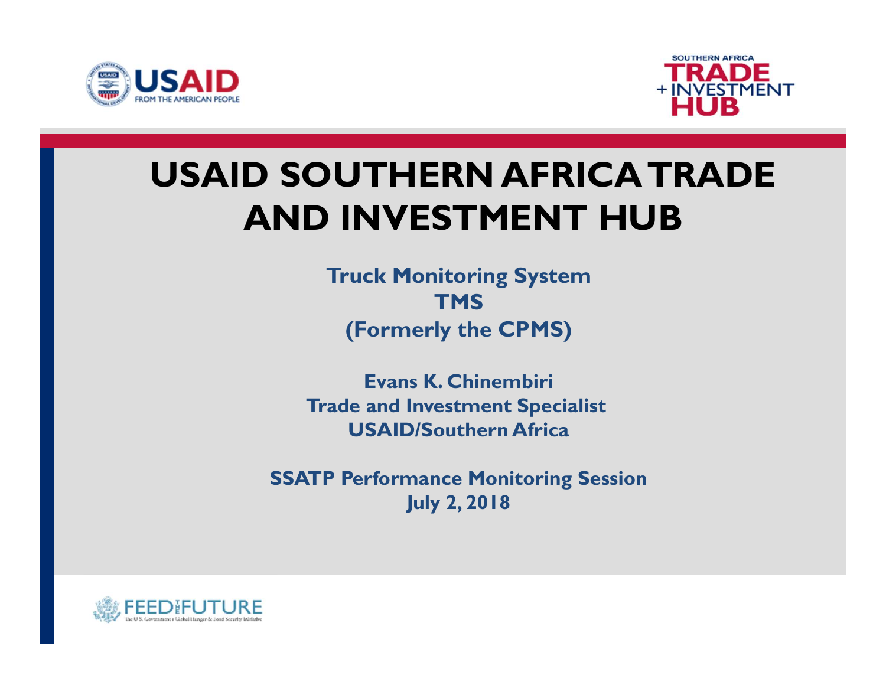# USAID SOUTHERN AFRICA TRADE AND INVESTMENT HUB

**Truck Monitoring System**
**TMS**
**(Formerly the CPMS)**

**Evans K. Chinembiri**
**Trade and Investment Specialist**
**USAID/Southern Africa**

**SSATP Performance Monitoring Session**
**July 2, 2018**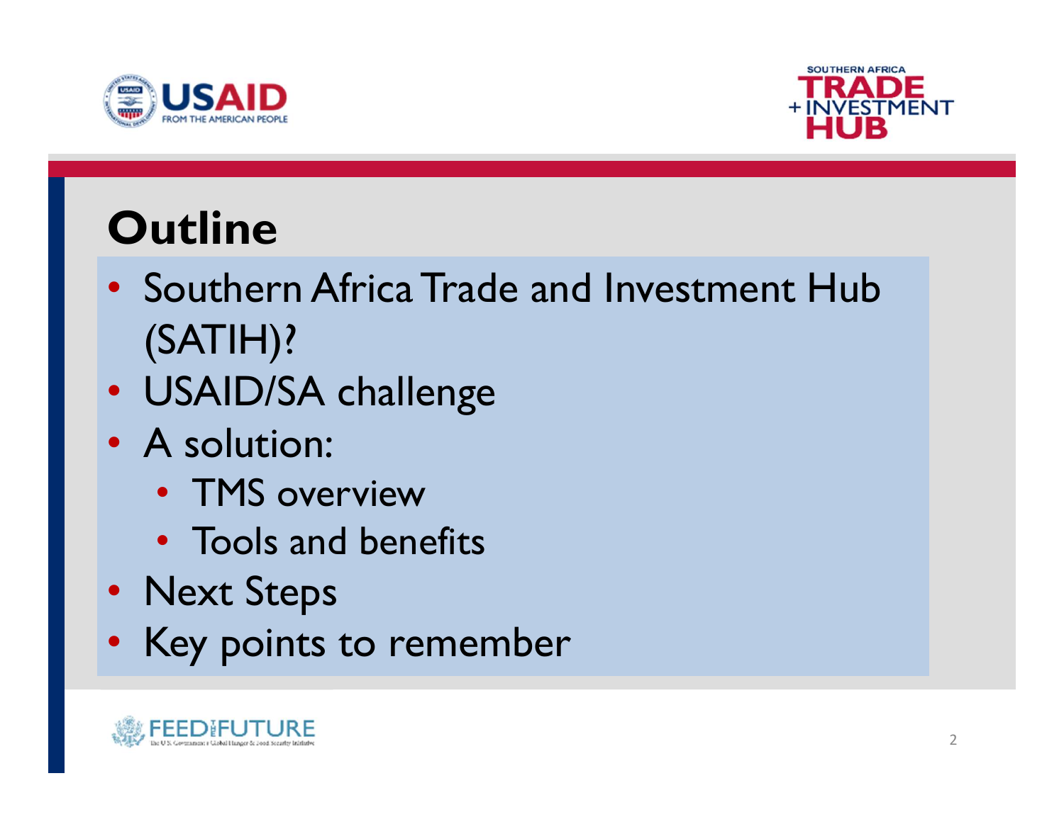# Outline

- Southern Africa Trade and Investment Hub (SATIH)?
- USAID/SA challenge
- A solution:
  - TMS overview
  - Tools and benefits
- Next Steps
- Key points to remember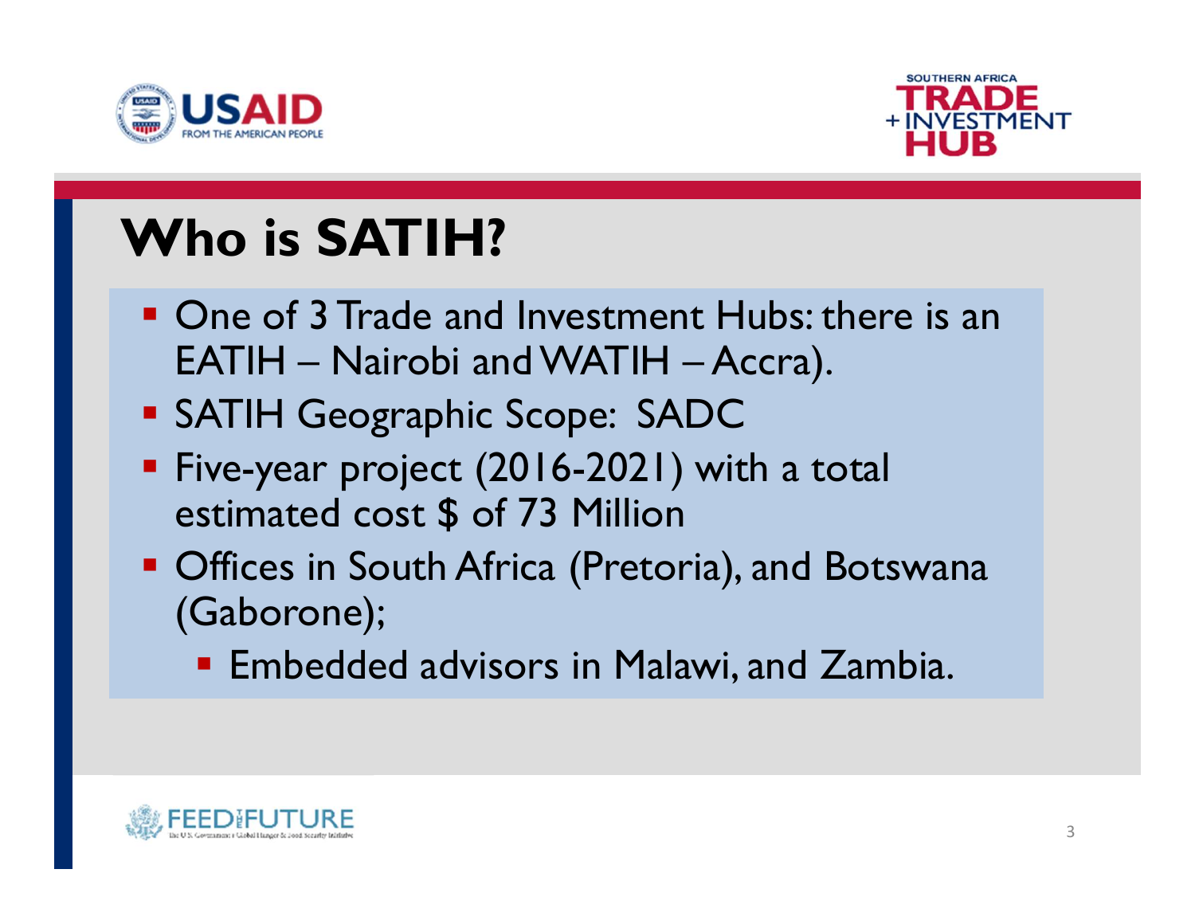# Who is SATIH?

- One of 3 Trade and Investment Hubs: there is an EATIH – Nairobi and WATIH – Accra).
- SATIH Geographic Scope: SADC
- Five-year project (2016-2021) with a total estimated cost $ of 73 Million
- Offices in South Africa (Pretoria), and Botswana (Gaborone);
  - Embedded advisors in Malawi, and Zambia.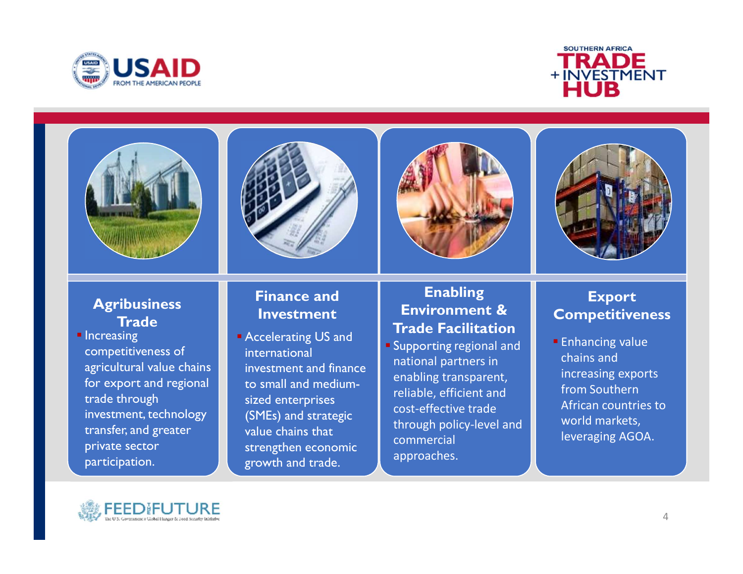## Agribusiness Trade

- Increasing competitiveness of agricultural value chains for export and regional trade through investment, technology transfer, and greater private sector participation.

## Finance and Investment

- Accelerating US and international investment and finance to small and medium-sized enterprises (SMEs) and strategic value chains that strengthen economic growth and trade.

## Enabling Environment & Trade Facilitation

- Supporting regional and national partners in enabling transparent, reliable, efficient and cost-effective trade through policy-level and commercial approaches.

## Export Competitiveness

- Enhancing value chains and increasing exports from Southern African countries to world markets, leveraging AGOA.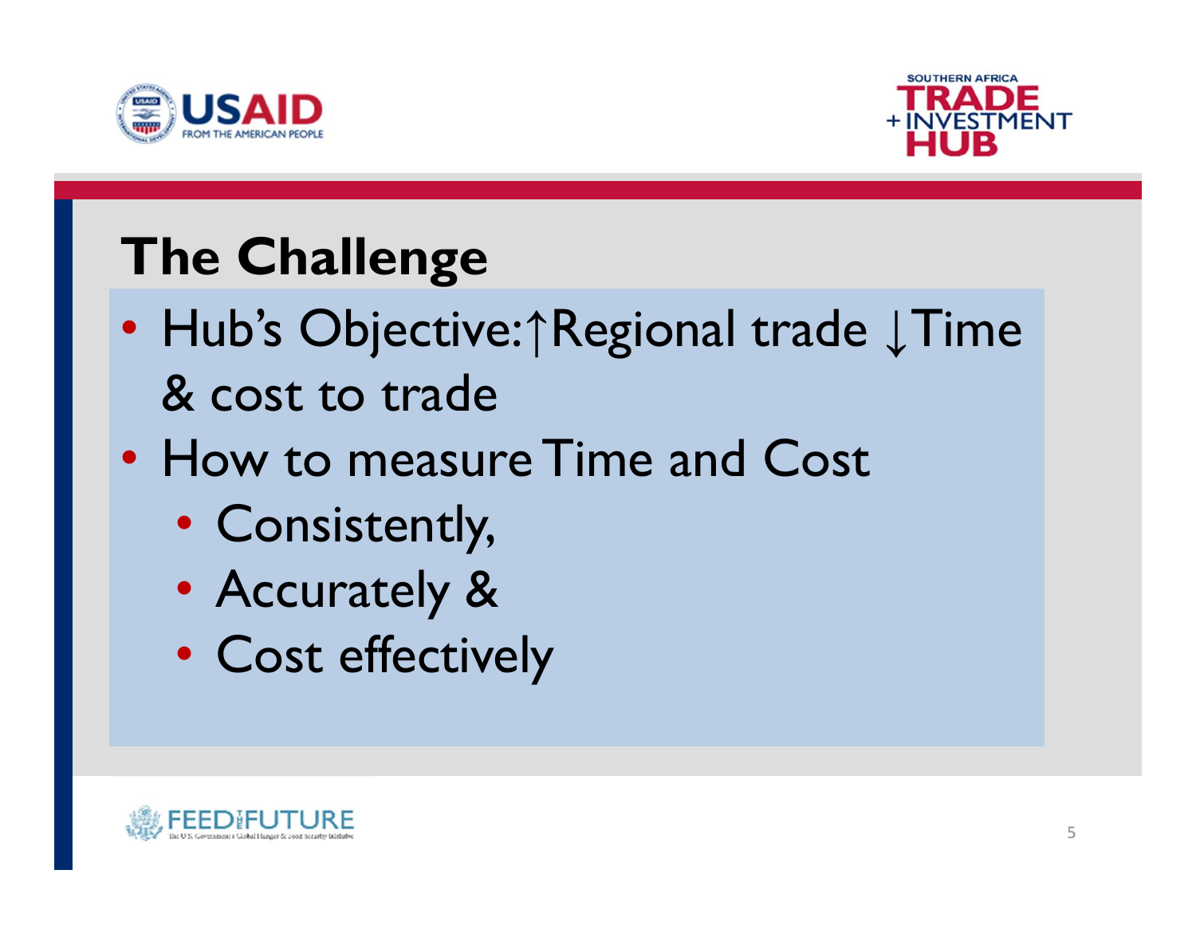# The Challenge

- Hub's Objective: ↑Regional trade ↓Time & cost to trade
- How to measure Time and Cost
  - Consistently,
  - Accurately &
  - Cost effectively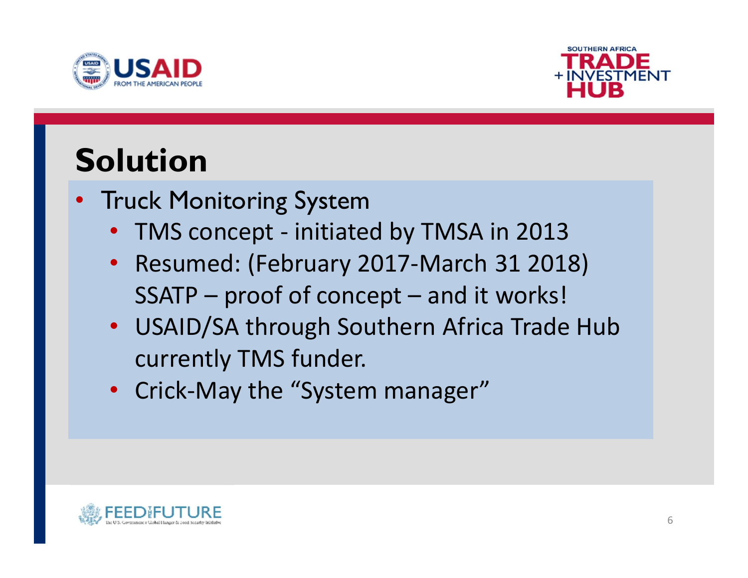# Solution

- Truck Monitoring System
  - TMS concept - initiated by TMSA in 2013
  - Resumed: (February 2017-March 31 2018) SSATP – proof of concept – and it works!
  - USAID/SA through Southern Africa Trade Hub currently TMS funder.
  - Crick-May the "System manager"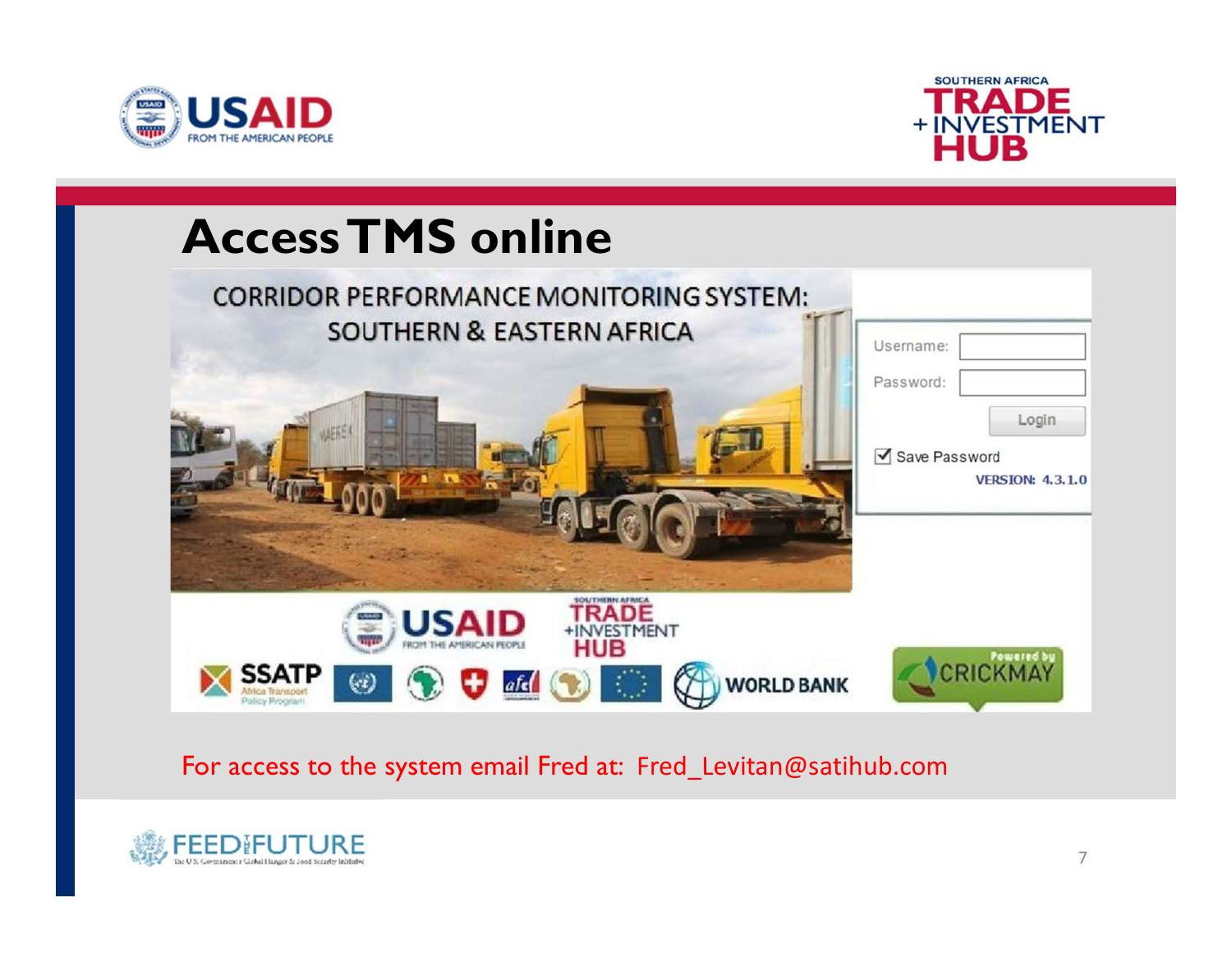# Access TMS online

CORRIDOR PERFORMANCE MONITORING SYSTEM: SOUTHERN & EASTERN AFRICA

Username:

Password:

Login

Save Password

VERSION: 4.3.1.0

For access to the system email Fred at: Fred_Levitan@satihub.com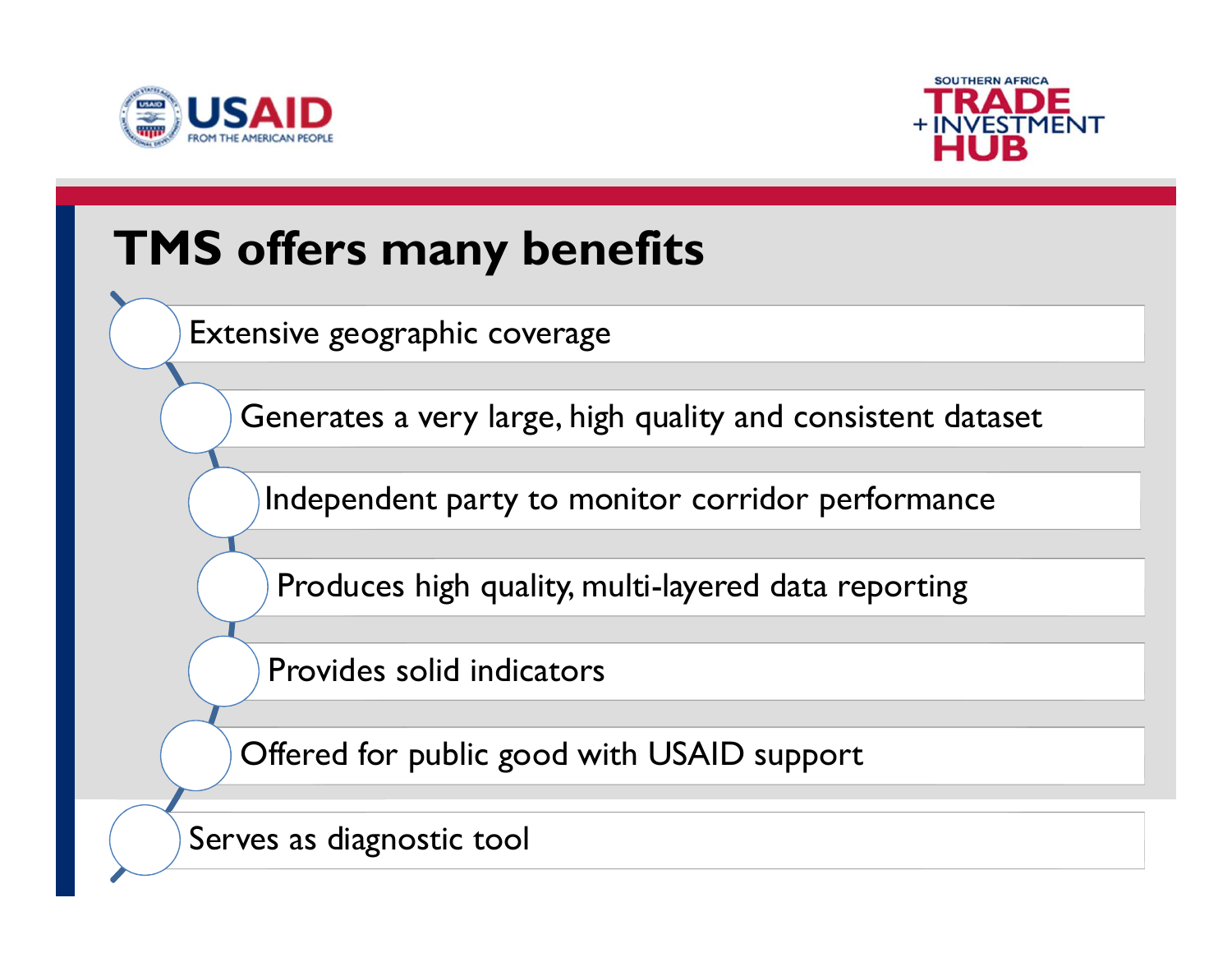# TMS offers many benefits

- Extensive geographic coverage
- Generates a very large, high quality and consistent dataset
- Independent party to monitor corridor performance
- Produces high quality, multi-layered data reporting
- Provides solid indicators
- Offered for public good with USAID support
- Serves as diagnostic tool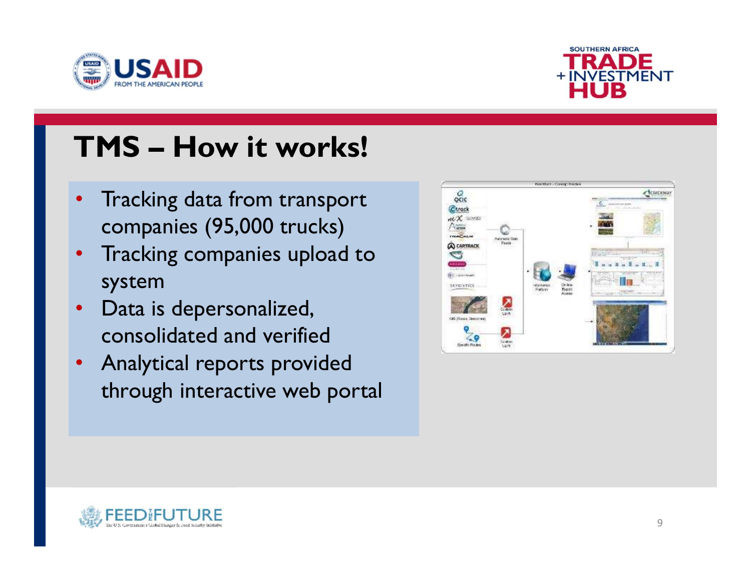# TMS – How it works!

- Tracking data from transport companies (95,000 trucks)
- Tracking companies upload to system
- Data is depersonalized, consolidated and verified
- Analytical reports provided through interactive web portal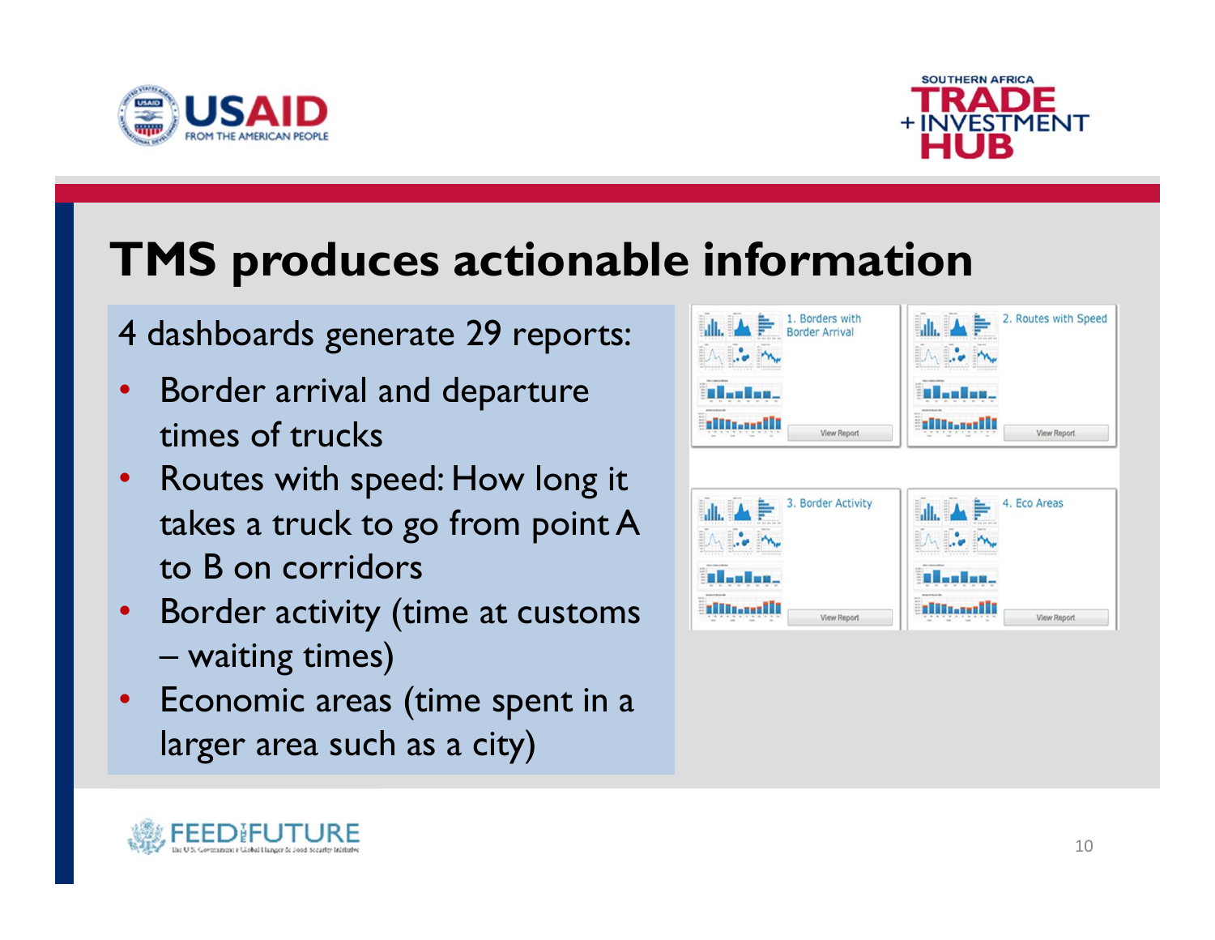# TMS produces actionable information

4 dashboards generate 29 reports:

- Border arrival and departure times of trucks
- Routes with speed: How long it takes a truck to go from point A to B on corridors
- Border activity (time at customs – waiting times)
- Economic areas (time spent in a larger area such as a city)

1. Borders with Border Arrival

View Report

2. Routes with Speed

View Report

3. Border Activity

View Report

4. Eco Areas

View Report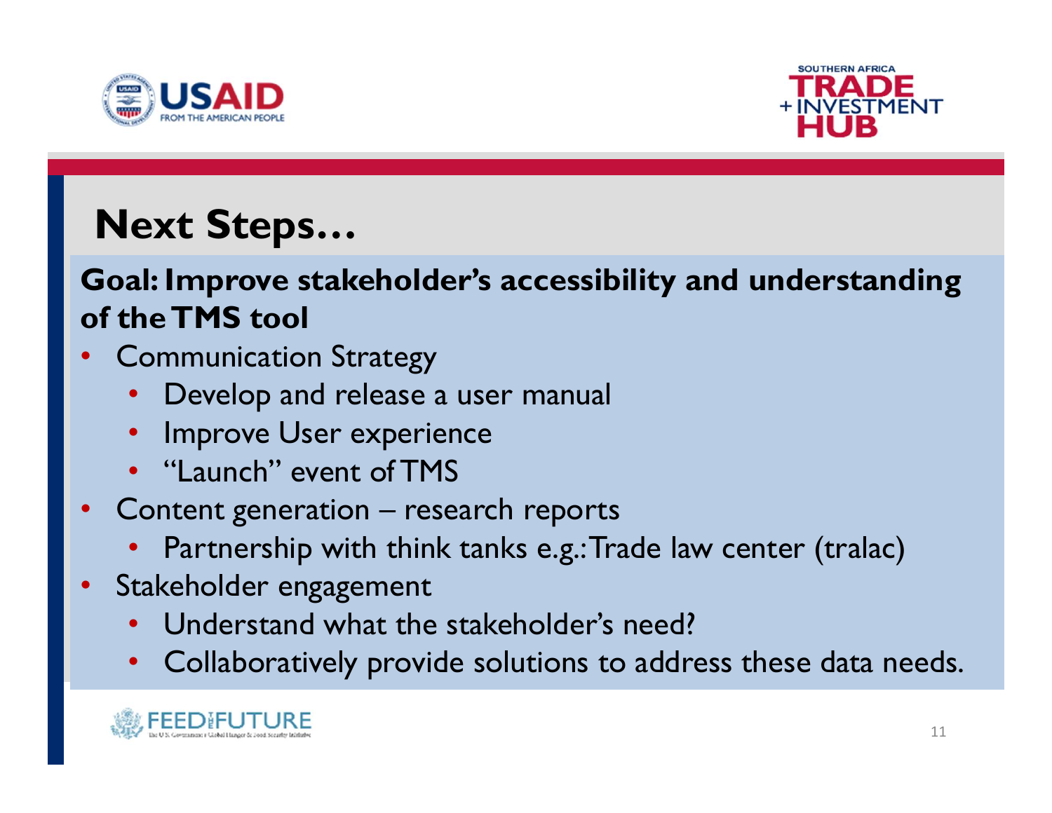# Next Steps…

**Goal: Improve stakeholder's accessibility and understanding of the TMS tool**

- Communication Strategy
  - Develop and release a user manual
  - Improve User experience
  - "Launch" event of TMS
- Content generation – research reports
  - Partnership with think tanks e.g.: Trade law center (tralac)
- Stakeholder engagement
  - Understand what the stakeholder's need?
  - Collaboratively provide solutions to address these data needs.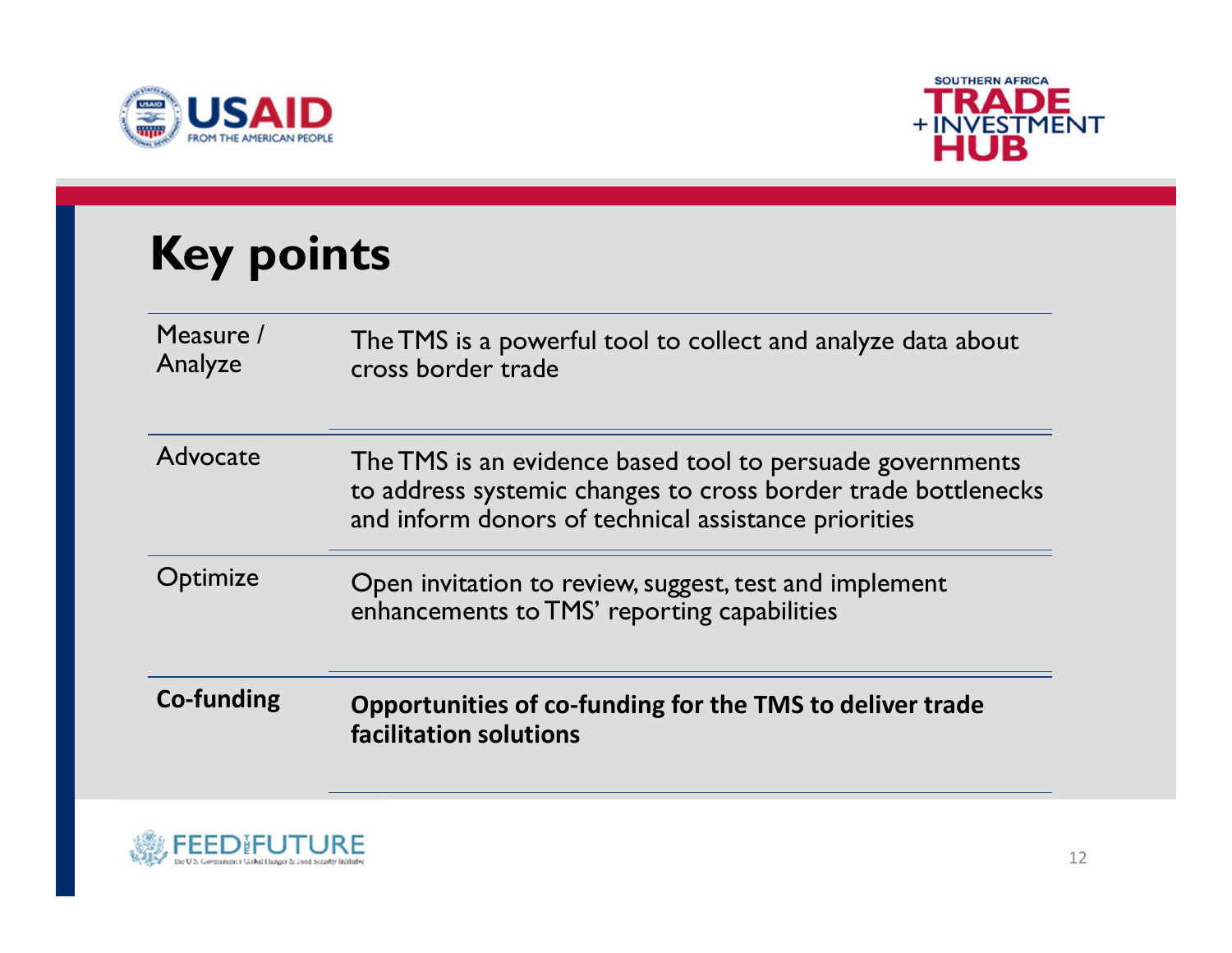# Key points

| | |
|---|---|
| Measure / Analyze | The TMS is a powerful tool to collect and analyze data about cross border trade |
| Advocate | The TMS is an evidence based tool to persuade governments to address systemic changes to cross border trade bottlenecks and inform donors of technical assistance priorities |
| Optimize | Open invitation to review, suggest, test and implement enhancements to TMS' reporting capabilities |
| **Co-funding** | **Opportunities of co-funding for the TMS to deliver trade facilitation solutions** |